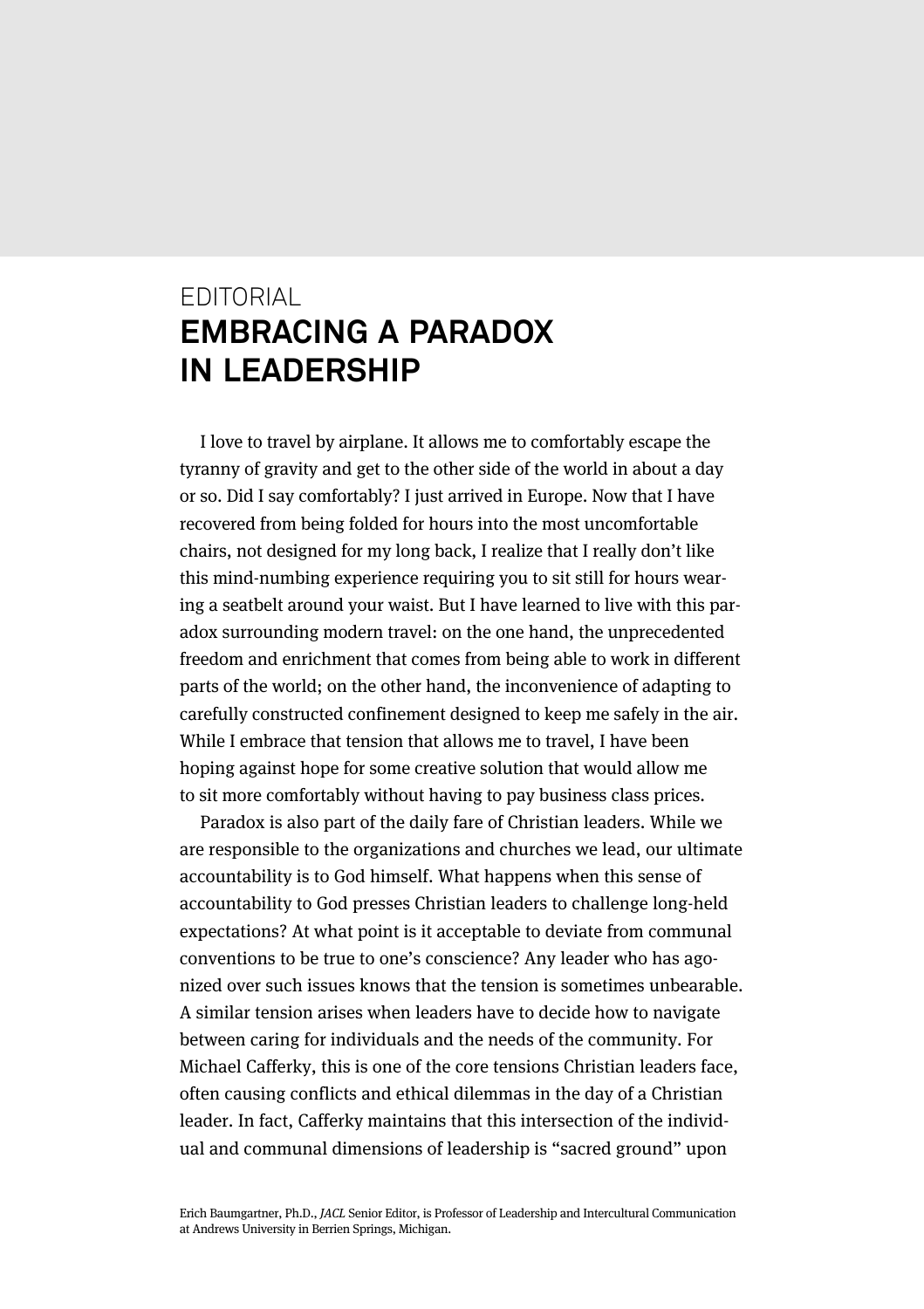EDITORIAL

# EMBRACING A PARADOX IN LEADERSHIP

I love to travel by airplane. It allows me to comfortably escape the tyranny of gravity and get to the other side of the world in about a day or so. Did I say comfortably? I just arrived in Europe. Now that I have recovered from being folded for hours into the most uncomfortable chairs, not designed for my long back, I realize that I really don't like this mind-numbing experience requiring you to sit still for hours wearing a seatbelt around your waist. But I have learned to live with this paradox surrounding modern travel: on the one hand, the unprecedented freedom and enrichment that comes from being able to work in different parts of the world; on the other hand, the inconvenience of adapting to carefully constructed confinement designed to keep me safely in the air. While I embrace that tension that allows me to travel, I have been hoping against hope for some creative solution that would allow me to sit more comfortably without having to pay business class prices.

Paradox is also part of the daily fare of Christian leaders. While we are responsible to the organizations and churches we lead, our ultimate accountability is to God himself. What happens when this sense of accountability to God presses Christian leaders to challenge long-held expectations? At what point is it acceptable to deviate from communal conventions to be true to one's conscience? Any leader who has agonized over such issues knows that the tension is sometimes unbearable. A similar tension arises when leaders have to decide how to navigate between caring for individuals and the needs of the community. For Michael Cafferky, this is one of the core tensions Christian leaders face, often causing conflicts and ethical dilemmas in the day of a Christian leader. In fact, Cafferky maintains that this intersection of the individual and communal dimensions of leadership is "sacred ground" upon

Erich Baumgartner, Ph.D., *JACL* Senior Editor, is Professor of Leadership and Intercultural Communication at Andrews University in Berrien Springs, Michigan.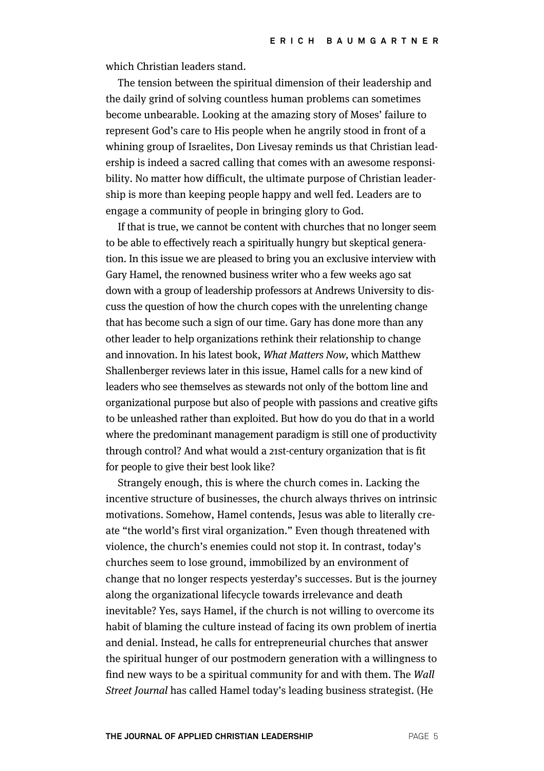which Christian leaders stand.

The tension between the spiritual dimension of their leadership and the daily grind of solving countless human problems can sometimes become unbearable. Looking at the amazing story of Moses' failure to represent God's care to His people when he angrily stood in front of a whining group of Israelites, Don Livesay reminds us that Christian leadership is indeed a sacred calling that comes with an awesome responsibility. No matter how difficult, the ultimate purpose of Christian leadership is more than keeping people happy and well fed. Leaders are to engage a community of people in bringing glory to God.

If that is true, we cannot be content with churches that no longer seem to be able to effectively reach a spiritually hungry but skeptical generation. In this issue we are pleased to bring you an exclusive interview with Gary Hamel, the renowned business writer who a few weeks ago sat down with a group of leadership professors at Andrews University to discuss the question of how the church copes with the unrelenting change that has become such a sign of our time. Gary has done more than any other leader to help organizations rethink their relationship to change and innovation. In his latest book, *What Matters Now,* which Matthew Shallenberger reviews later in this issue, Hamel calls for a new kind of leaders who see themselves as stewards not only of the bottom line and organizational purpose but also of people with passions and creative gifts to be unleashed rather than exploited. But how do you do that in a world where the predominant management paradigm is still one of productivity through control? And what would a 21st-century organization that is fit for people to give their best look like?

Strangely enough, this is where the church comes in. Lacking the incentive structure of businesses, the church always thrives on intrinsic motivations. Somehow, Hamel contends, Jesus was able to literally create "the world's first viral organization." Even though threatened with violence, the church's enemies could not stop it. In contrast, today's churches seem to lose ground, immobilized by an environment of change that no longer respects yesterday's successes. But is the journey along the organizational lifecycle towards irrelevance and death inevitable? Yes, says Hamel, if the church is not willing to overcome its habit of blaming the culture instead of facing its own problem of inertia and denial. Instead, he calls for entrepreneurial churches that answer the spiritual hunger of our postmodern generation with a willingness to find new ways to be a spiritual community for and with them. The *Wall Street Journal* has called Hamel today's leading business strategist. (He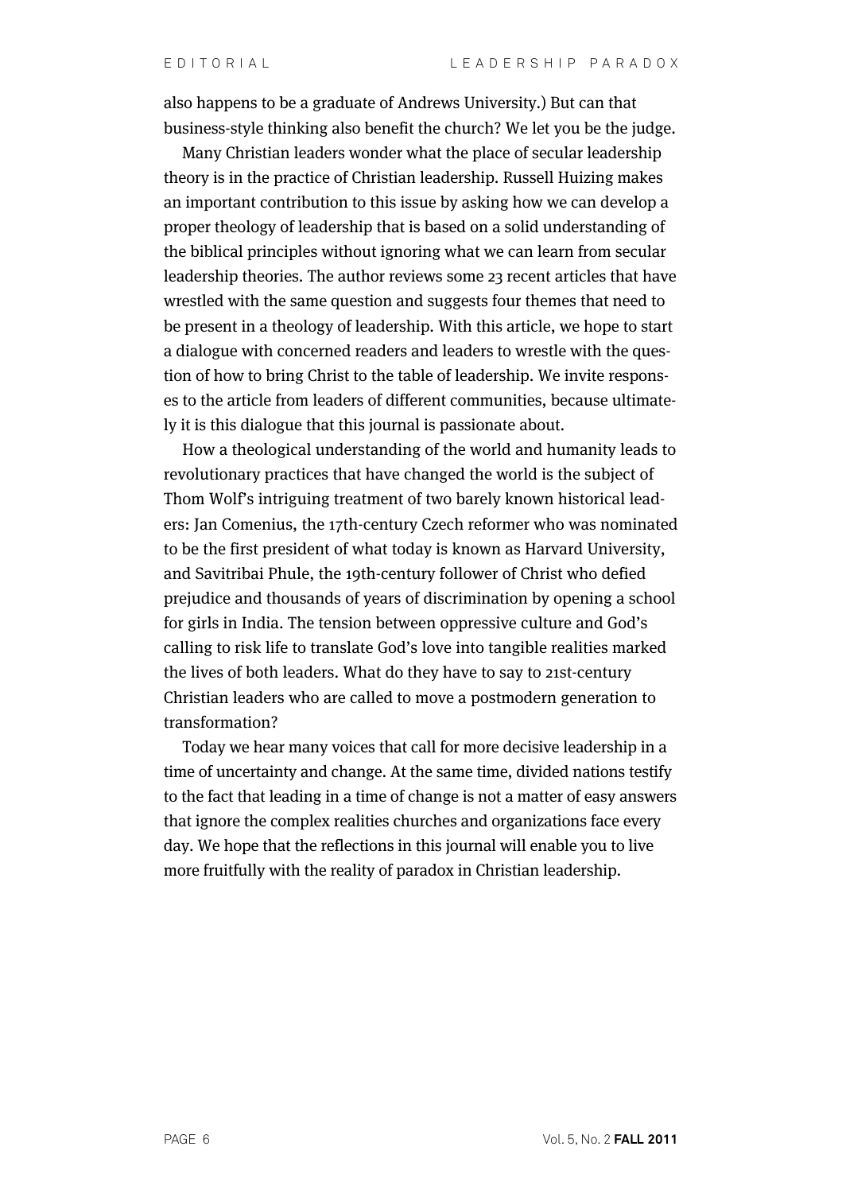also happens to be a graduate of Andrews University.) But can that business-style thinking also benefit the church? We let you be the judge.

Many Christian leaders wonder what the place of secular leadership theory is in the practice of Christian leadership. Russell Huizing makes an important contribution to this issue by asking how we can develop a proper theology of leadership that is based on a solid understanding of the biblical principles without ignoring what we can learn from secular leadership theories. The author reviews some 23 recent articles that have wrestled with the same question and suggests four themes that need to be present in a theology of leadership. With this article, we hope to start a dialogue with concerned readers and leaders to wrestle with the question of how to bring Christ to the table of leadership. We invite responses to the article from leaders of different communities, because ultimately it is this dialogue that this journal is passionate about.

How a theological understanding of the world and humanity leads to revolutionary practices that have changed the world is the subject of Thom Wolf's intriguing treatment of two barely known historical leaders: Jan Comenius, the 17th-century Czech reformer who was nominated to be the first president of what today is known as Harvard University, and Savitribai Phule, the 19th-century follower of Christ who defied prejudice and thousands of years of discrimination by opening a school for girls in India. The tension between oppressive culture and God's calling to risk life to translate God's love into tangible realities marked the lives of both leaders. What do they have to say to 21st-century Christian leaders who are called to move a postmodern generation to transformation?

Today we hear many voices that call for more decisive leadership in a time of uncertainty and change. At the same time, divided nations testify to the fact that leading in a time of change is not a matter of easy answers that ignore the complex realities churches and organizations face every day. We hope that the reflections in this journal will enable you to live more fruitfully with the reality of paradox in Christian leadership.